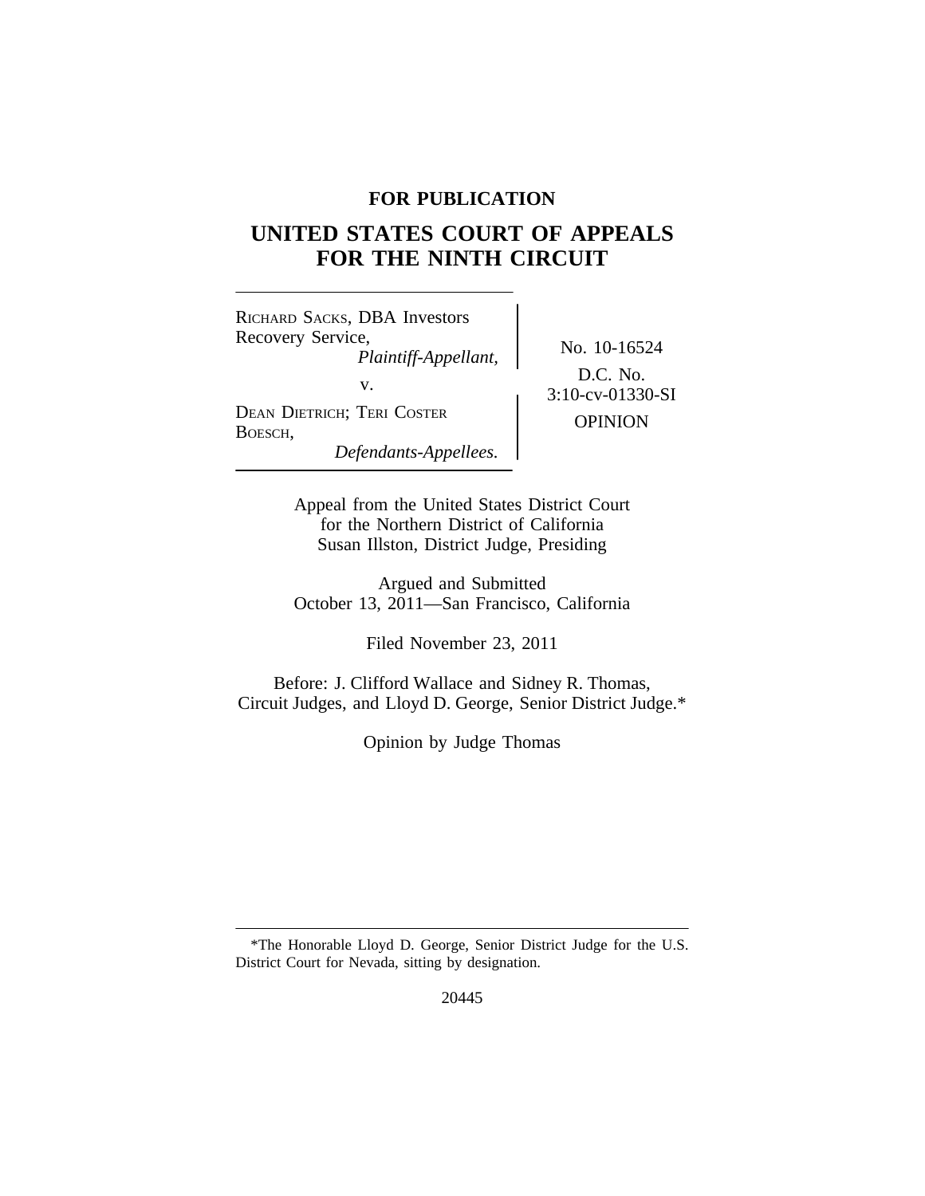**FOR PUBLICATION**

# UNITED STATES COURT OF APPEALS FOR THE NINTH CIRCUIT

RICHARD SACKS, DBA Investors Recovery Service,
*Plaintiff-Appellant,*

v.

DEAN DIETRICH; TERI COSTER BOESCH,
*Defendants-Appellees.*

No. 10-16524

D.C. No. 3:10-cv-01330-SI

OPINION

Appeal from the United States District Court for the Northern District of California
Susan Illston, District Judge, Presiding

Argued and Submitted
October 13, 2011—San Francisco, California

Filed November 23, 2011

Before: J. Clifford Wallace and Sidney R. Thomas, Circuit Judges, and Lloyd D. George, Senior District Judge.*

Opinion by Judge Thomas

---

*The Honorable Lloyd D. George, Senior District Judge for the U.S. District Court for Nevada, sitting by designation.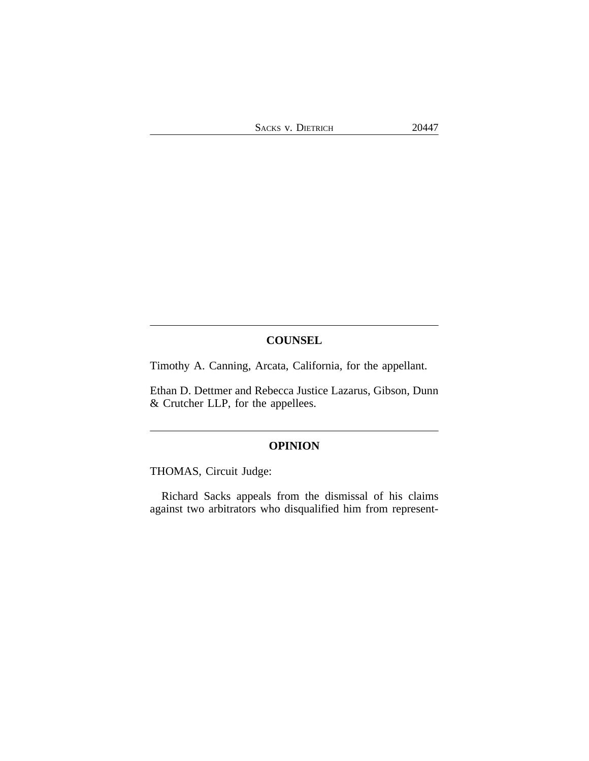## COUNSEL

Timothy A. Canning, Arcata, California, for the appellant.

Ethan D. Dettmer and Rebecca Justice Lazarus, Gibson, Dunn & Crutcher LLP, for the appellees.

## OPINION

THOMAS, Circuit Judge:

Richard Sacks appeals from the dismissal of his claims against two arbitrators who disqualified him from represent-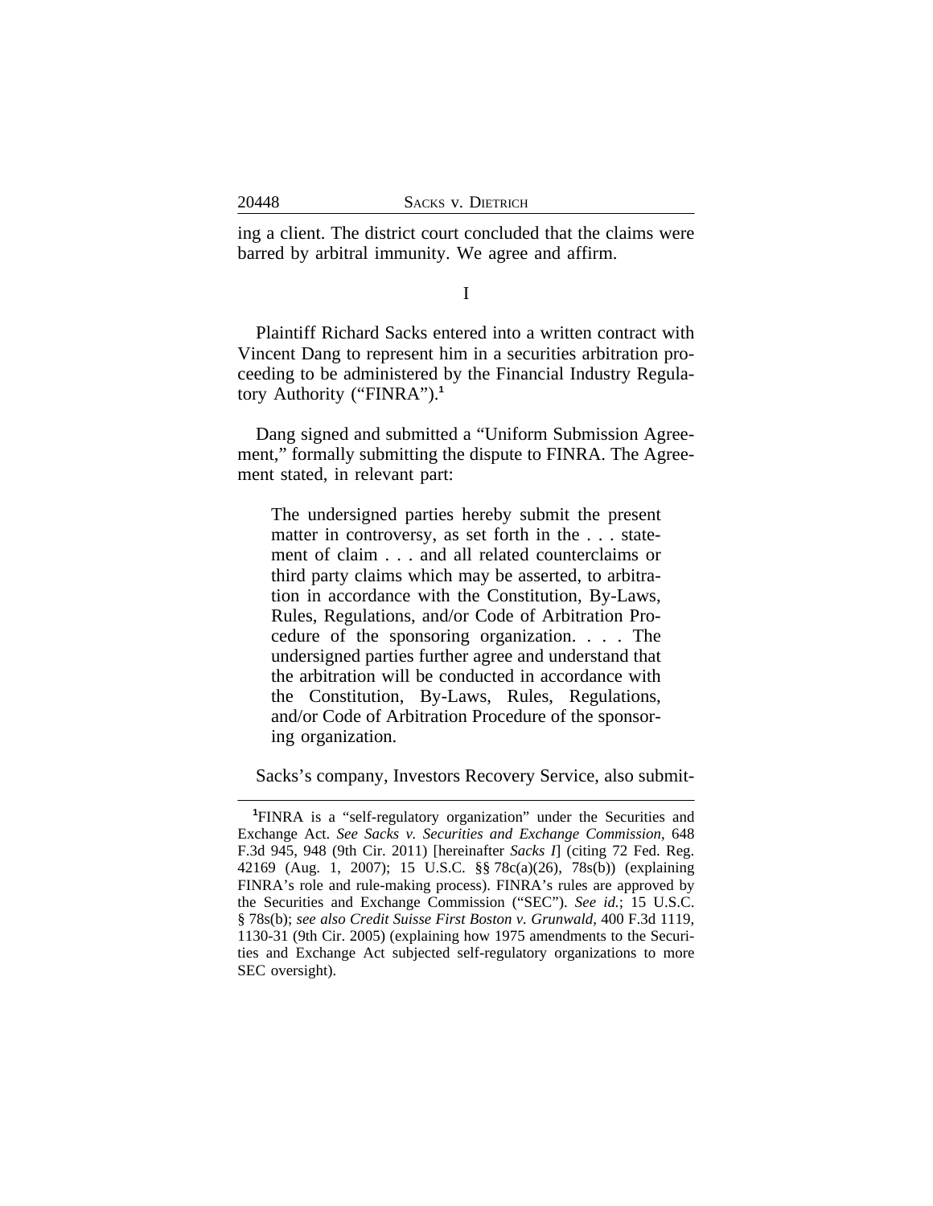ing a client. The district court concluded that the claims were barred by arbitral immunity. We agree and affirm.

I

Plaintiff Richard Sacks entered into a written contract with Vincent Dang to represent him in a securities arbitration proceeding to be administered by the Financial Industry Regulatory Authority ("FINRA").[1]

Dang signed and submitted a "Uniform Submission Agreement," formally submitting the dispute to FINRA. The Agreement stated, in relevant part:

> The undersigned parties hereby submit the present matter in controversy, as set forth in the . . . statement of claim . . . and all related counterclaims or third party claims which may be asserted, to arbitration in accordance with the Constitution, By-Laws, Rules, Regulations, and/or Code of Arbitration Procedure of the sponsoring organization. . . . The undersigned parties further agree and understand that the arbitration will be conducted in accordance with the Constitution, By-Laws, Rules, Regulations, and/or Code of Arbitration Procedure of the sponsoring organization.

Sacks's company, Investors Recovery Service, also submit-

---

[1]FINRA is a "self-regulatory organization" under the Securities and Exchange Act. *See Sacks v. Securities and Exchange Commission*, 648 F.3d 945, 948 (9th Cir. 2011) [hereinafter *Sacks I*] (citing 72 Fed. Reg. 42169 (Aug. 1, 2007); 15 U.S.C. §§ 78c(a)(26), 78s(b)) (explaining FINRA's role and rule-making process). FINRA's rules are approved by the Securities and Exchange Commission ("SEC"). *See id.*; 15 U.S.C. § 78s(b); *see also Credit Suisse First Boston v. Grunwald*, 400 F.3d 1119, 1130-31 (9th Cir. 2005) (explaining how 1975 amendments to the Securities and Exchange Act subjected self-regulatory organizations to more SEC oversight).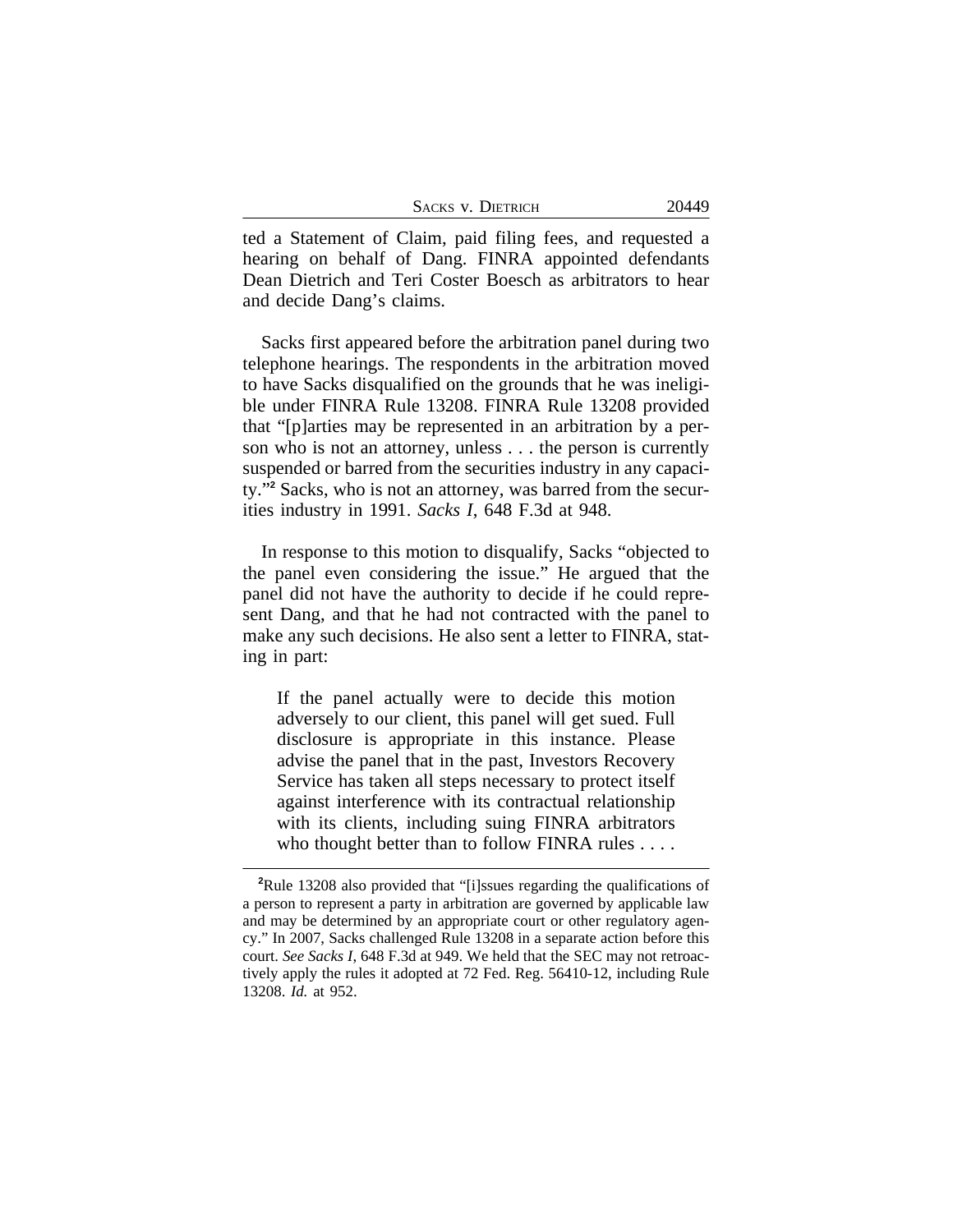ted a Statement of Claim, paid filing fees, and requested a hearing on behalf of Dang. FINRA appointed defendants Dean Dietrich and Teri Coster Boesch as arbitrators to hear and decide Dang's claims.

Sacks first appeared before the arbitration panel during two telephone hearings. The respondents in the arbitration moved to have Sacks disqualified on the grounds that he was ineligible under FINRA Rule 13208. FINRA Rule 13208 provided that "[p]arties may be represented in an arbitration by a person who is not an attorney, unless . . . the person is currently suspended or barred from the securities industry in any capacity."[2] Sacks, who is not an attorney, was barred from the securities industry in 1991. *Sacks I*, 648 F.3d at 948.

In response to this motion to disqualify, Sacks "objected to the panel even considering the issue." He argued that the panel did not have the authority to decide if he could represent Dang, and that he had not contracted with the panel to make any such decisions. He also sent a letter to FINRA, stating in part:

> If the panel actually were to decide this motion adversely to our client, this panel will get sued. Full disclosure is appropriate in this instance. Please advise the panel that in the past, Investors Recovery Service has taken all steps necessary to protect itself against interference with its contractual relationship with its clients, including suing FINRA arbitrators who thought better than to follow FINRA rules . . . .

---

[2]Rule 13208 also provided that "[i]ssues regarding the qualifications of a person to represent a party in arbitration are governed by applicable law and may be determined by an appropriate court or other regulatory agency." In 2007, Sacks challenged Rule 13208 in a separate action before this court. *See Sacks I*, 648 F.3d at 949. We held that the SEC may not retroactively apply the rules it adopted at 72 Fed. Reg. 56410-12, including Rule 13208. *Id.* at 952.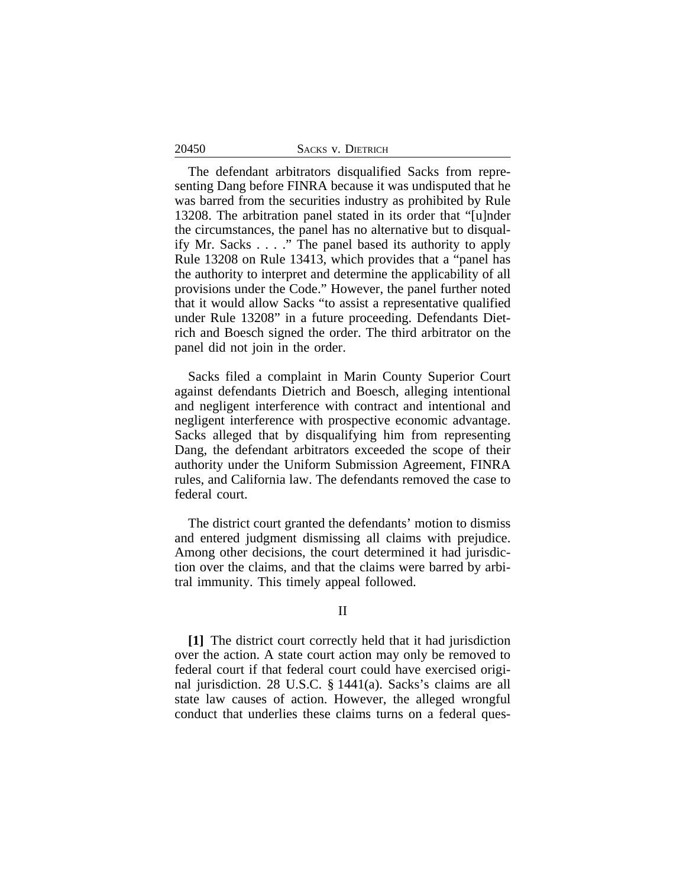The defendant arbitrators disqualified Sacks from representing Dang before FINRA because it was undisputed that he was barred from the securities industry as prohibited by Rule 13208. The arbitration panel stated in its order that "[u]nder the circumstances, the panel has no alternative but to disqualify Mr. Sacks . . . ." The panel based its authority to apply Rule 13208 on Rule 13413, which provides that a "panel has the authority to interpret and determine the applicability of all provisions under the Code." However, the panel further noted that it would allow Sacks "to assist a representative qualified under Rule 13208" in a future proceeding. Defendants Dietrich and Boesch signed the order. The third arbitrator on the panel did not join in the order.

Sacks filed a complaint in Marin County Superior Court against defendants Dietrich and Boesch, alleging intentional and negligent interference with contract and intentional and negligent interference with prospective economic advantage. Sacks alleged that by disqualifying him from representing Dang, the defendant arbitrators exceeded the scope of their authority under the Uniform Submission Agreement, FINRA rules, and California law. The defendants removed the case to federal court.

The district court granted the defendants' motion to dismiss and entered judgment dismissing all claims with prejudice. Among other decisions, the court determined it had jurisdiction over the claims, and that the claims were barred by arbitral immunity. This timely appeal followed.

## II

**[1]** The district court correctly held that it had jurisdiction over the action. A state court action may only be removed to federal court if that federal court could have exercised original jurisdiction. 28 U.S.C. § 1441(a). Sacks's claims are all state law causes of action. However, the alleged wrongful conduct that underlies these claims turns on a federal ques-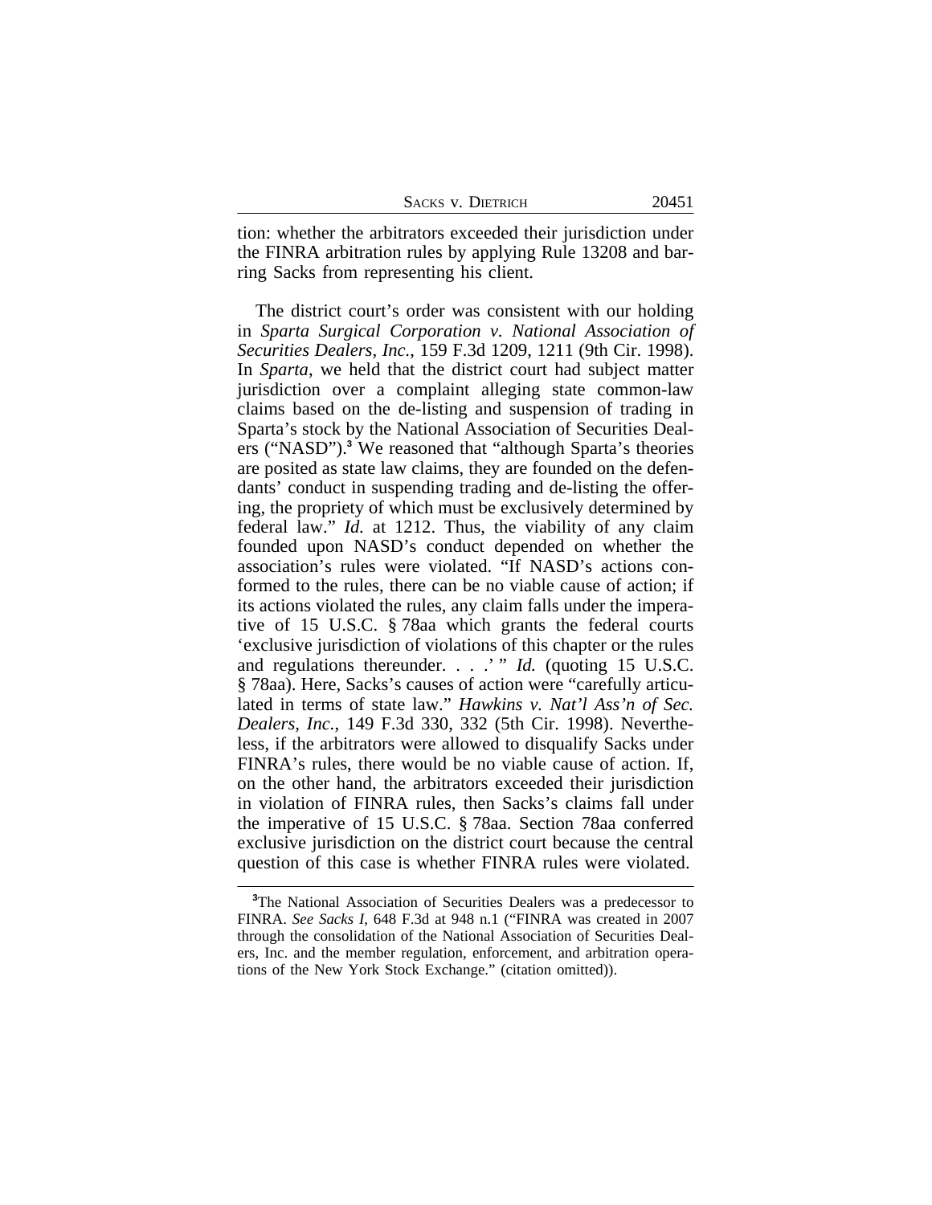tion: whether the arbitrators exceeded their jurisdiction under the FINRA arbitration rules by applying Rule 13208 and barring Sacks from representing his client.

The district court's order was consistent with our holding in *Sparta Surgical Corporation v. National Association of Securities Dealers, Inc.*, 159 F.3d 1209, 1211 (9th Cir. 1998). In *Sparta*, we held that the district court had subject matter jurisdiction over a complaint alleging state common-law claims based on the de-listing and suspension of trading in Sparta's stock by the National Association of Securities Dealers ("NASD").[3] We reasoned that "although Sparta's theories are posited as state law claims, they are founded on the defendants' conduct in suspending trading and de-listing the offering, the propriety of which must be exclusively determined by federal law." *Id.* at 1212. Thus, the viability of any claim founded upon NASD's conduct depended on whether the association's rules were violated. "If NASD's actions conformed to the rules, there can be no viable cause of action; if its actions violated the rules, any claim falls under the imperative of 15 U.S.C. § 78aa which grants the federal courts 'exclusive jurisdiction of violations of this chapter or the rules and regulations thereunder. . . .' " *Id.* (quoting 15 U.S.C. § 78aa). Here, Sacks's causes of action were "carefully articulated in terms of state law." *Hawkins v. Nat'l Ass'n of Sec. Dealers, Inc.*, 149 F.3d 330, 332 (5th Cir. 1998). Nevertheless, if the arbitrators were allowed to disqualify Sacks under FINRA's rules, there would be no viable cause of action. If, on the other hand, the arbitrators exceeded their jurisdiction in violation of FINRA rules, then Sacks's claims fall under the imperative of 15 U.S.C. § 78aa. Section 78aa conferred exclusive jurisdiction on the district court because the central question of this case is whether FINRA rules were violated.

---

[3]The National Association of Securities Dealers was a predecessor to FINRA. *See Sacks I*, 648 F.3d at 948 n.1 ("FINRA was created in 2007 through the consolidation of the National Association of Securities Dealers, Inc. and the member regulation, enforcement, and arbitration operations of the New York Stock Exchange." (citation omitted)).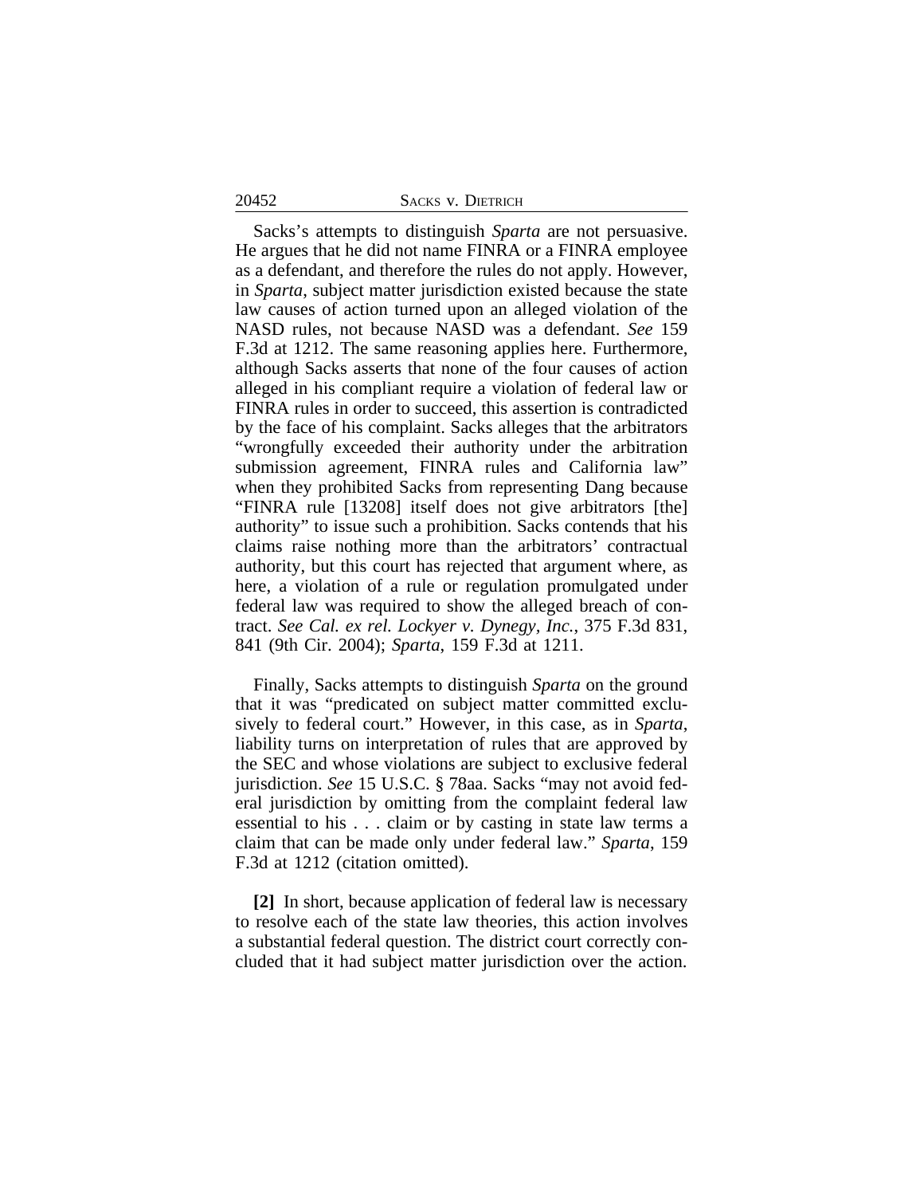Sacks's attempts to distinguish *Sparta* are not persuasive. He argues that he did not name FINRA or a FINRA employee as a defendant, and therefore the rules do not apply. However, in *Sparta*, subject matter jurisdiction existed because the state law causes of action turned upon an alleged violation of the NASD rules, not because NASD was a defendant. *See* 159 F.3d at 1212. The same reasoning applies here. Furthermore, although Sacks asserts that none of the four causes of action alleged in his compliant require a violation of federal law or FINRA rules in order to succeed, this assertion is contradicted by the face of his complaint. Sacks alleges that the arbitrators "wrongfully exceeded their authority under the arbitration submission agreement, FINRA rules and California law" when they prohibited Sacks from representing Dang because "FINRA rule [13208] itself does not give arbitrators [the] authority" to issue such a prohibition. Sacks contends that his claims raise nothing more than the arbitrators' contractual authority, but this court has rejected that argument where, as here, a violation of a rule or regulation promulgated under federal law was required to show the alleged breach of contract. *See Cal. ex rel. Lockyer v. Dynegy, Inc.*, 375 F.3d 831, 841 (9th Cir. 2004); *Sparta*, 159 F.3d at 1211.

Finally, Sacks attempts to distinguish *Sparta* on the ground that it was "predicated on subject matter committed exclusively to federal court." However, in this case, as in *Sparta*, liability turns on interpretation of rules that are approved by the SEC and whose violations are subject to exclusive federal jurisdiction. *See* 15 U.S.C. § 78aa. Sacks "may not avoid federal jurisdiction by omitting from the complaint federal law essential to his . . . claim or by casting in state law terms a claim that can be made only under federal law." *Sparta*, 159 F.3d at 1212 (citation omitted).

**[2]** In short, because application of federal law is necessary to resolve each of the state law theories, this action involves a substantial federal question. The district court correctly concluded that it had subject matter jurisdiction over the action.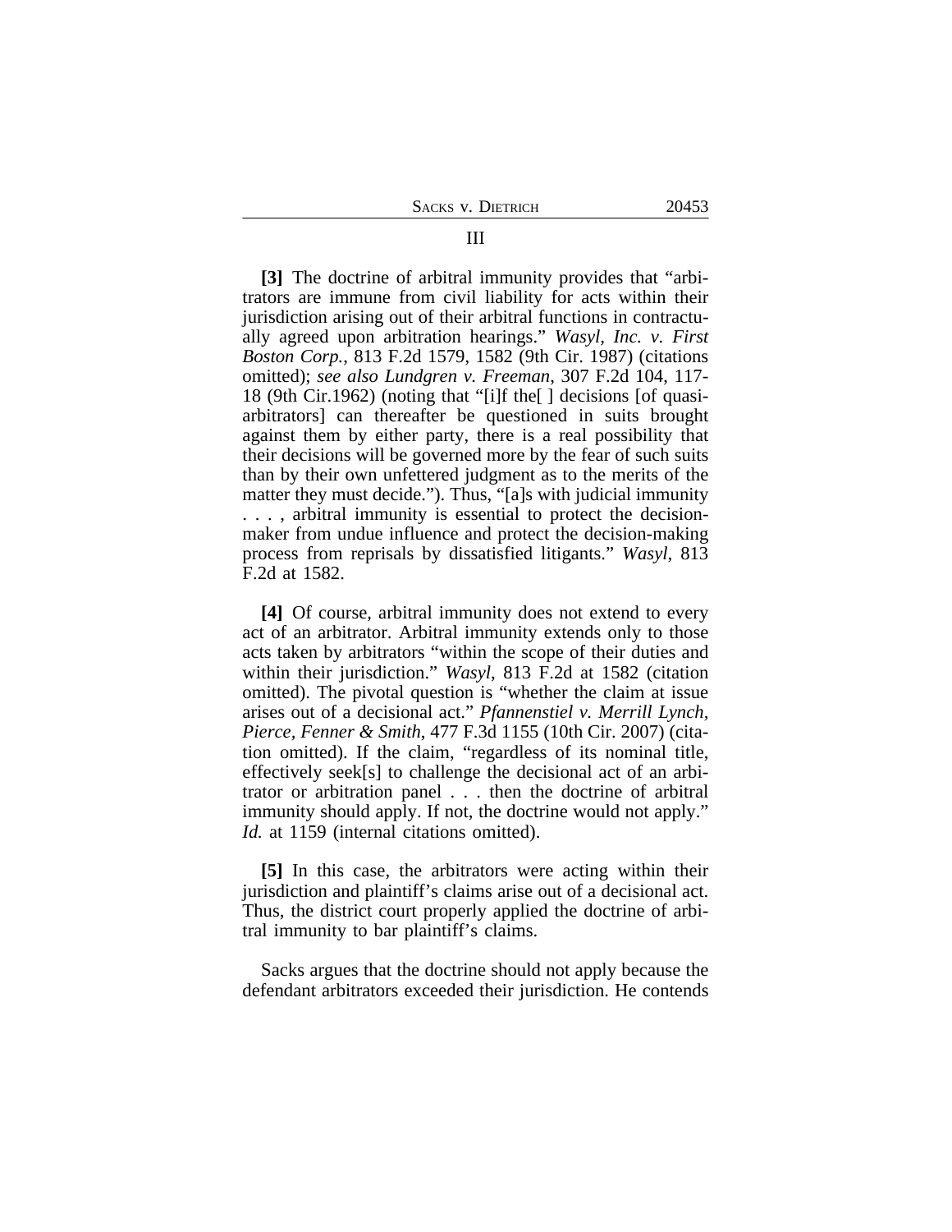## III

**[3]** The doctrine of arbitral immunity provides that "arbitrators are immune from civil liability for acts within their jurisdiction arising out of their arbitral functions in contractually agreed upon arbitration hearings." *Wasyl, Inc. v. First Boston Corp.*, 813 F.2d 1579, 1582 (9th Cir. 1987) (citations omitted); *see also Lundgren v. Freeman*, 307 F.2d 104, 117-18 (9th Cir.1962) (noting that "[i]f the[ ] decisions [of quasi-arbitrators] can thereafter be questioned in suits brought against them by either party, there is a real possibility that their decisions will be governed more by the fear of such suits than by their own unfettered judgment as to the merits of the matter they must decide."). Thus, "[a]s with judicial immunity . . . , arbitral immunity is essential to protect the decision-maker from undue influence and protect the decision-making process from reprisals by dissatisfied litigants." *Wasyl*, 813 F.2d at 1582.

**[4]** Of course, arbitral immunity does not extend to every act of an arbitrator. Arbitral immunity extends only to those acts taken by arbitrators "within the scope of their duties and within their jurisdiction." *Wasyl*, 813 F.2d at 1582 (citation omitted). The pivotal question is "whether the claim at issue arises out of a decisional act." *Pfannenstiel v. Merrill Lynch, Pierce, Fenner & Smith*, 477 F.3d 1155 (10th Cir. 2007) (citation omitted). If the claim, "regardless of its nominal title, effectively seek[s] to challenge the decisional act of an arbitrator or arbitration panel . . . then the doctrine of arbitral immunity should apply. If not, the doctrine would not apply." *Id.* at 1159 (internal citations omitted).

**[5]** In this case, the arbitrators were acting within their jurisdiction and plaintiff's claims arise out of a decisional act. Thus, the district court properly applied the doctrine of arbitral immunity to bar plaintiff's claims.

Sacks argues that the doctrine should not apply because the defendant arbitrators exceeded their jurisdiction. He contends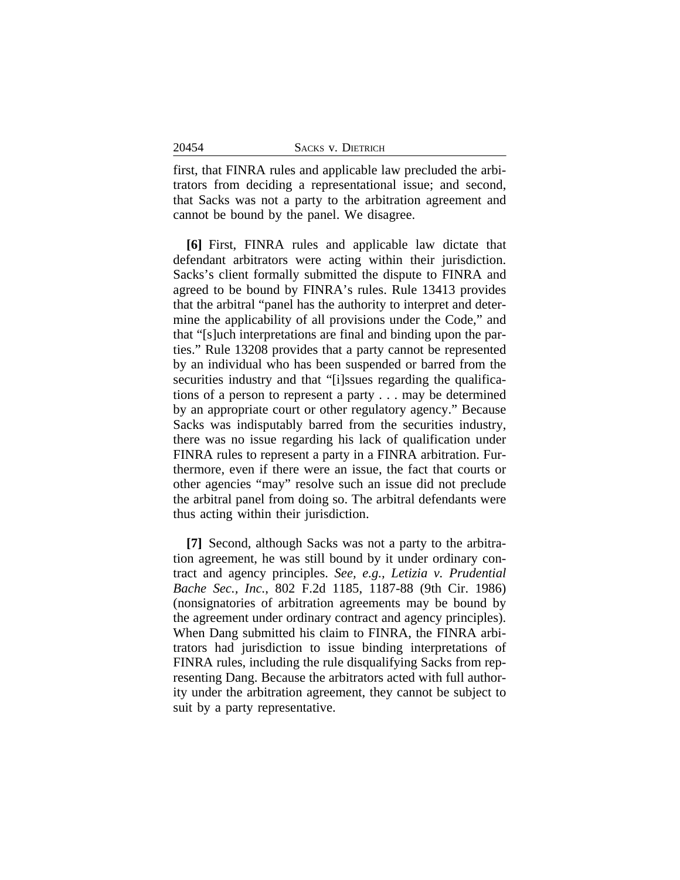first, that FINRA rules and applicable law precluded the arbitrators from deciding a representational issue; and second, that Sacks was not a party to the arbitration agreement and cannot be bound by the panel. We disagree.

**[6]** First, FINRA rules and applicable law dictate that defendant arbitrators were acting within their jurisdiction. Sacks's client formally submitted the dispute to FINRA and agreed to be bound by FINRA's rules. Rule 13413 provides that the arbitral "panel has the authority to interpret and determine the applicability of all provisions under the Code," and that "[s]uch interpretations are final and binding upon the parties." Rule 13208 provides that a party cannot be represented by an individual who has been suspended or barred from the securities industry and that "[i]ssues regarding the qualifications of a person to represent a party . . . may be determined by an appropriate court or other regulatory agency." Because Sacks was indisputably barred from the securities industry, there was no issue regarding his lack of qualification under FINRA rules to represent a party in a FINRA arbitration. Furthermore, even if there were an issue, the fact that courts or other agencies "may" resolve such an issue did not preclude the arbitral panel from doing so. The arbitral defendants were thus acting within their jurisdiction.

**[7]** Second, although Sacks was not a party to the arbitration agreement, he was still bound by it under ordinary contract and agency principles. *See, e.g., Letizia v. Prudential Bache Sec., Inc.*, 802 F.2d 1185, 1187-88 (9th Cir. 1986) (nonsignatories of arbitration agreements may be bound by the agreement under ordinary contract and agency principles). When Dang submitted his claim to FINRA, the FINRA arbitrators had jurisdiction to issue binding interpretations of FINRA rules, including the rule disqualifying Sacks from representing Dang. Because the arbitrators acted with full authority under the arbitration agreement, they cannot be subject to suit by a party representative.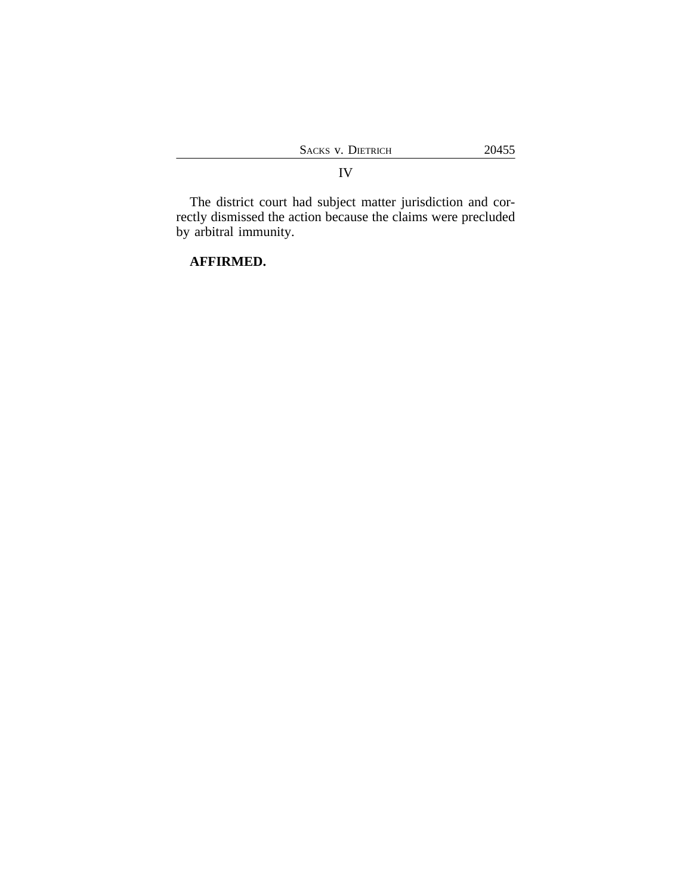## IV

The district court had subject matter jurisdiction and correctly dismissed the action because the claims were precluded by arbitral immunity.

**AFFIRMED.**